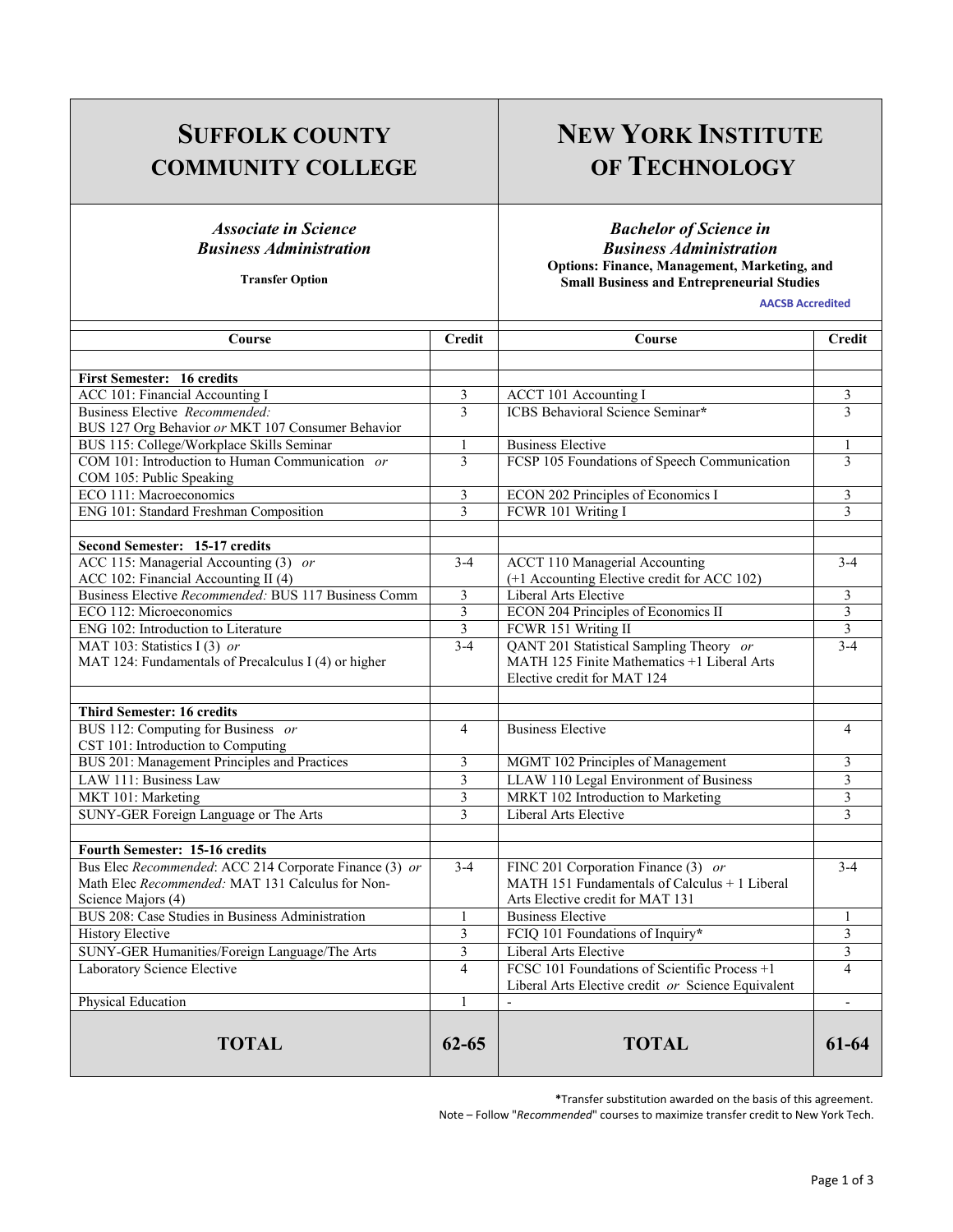| **SUFFOLK COUNTY COMMUNITY COLLEGE** | | **NEW YORK INSTITUTE OF TECHNOLOGY** | |
|---|---|---|---|
| ***Associate in Science Business Administration*** **Transfer Option** | | ***Bachelor of Science in Business Administration*** **Options: Finance, Management, Marketing, and Small Business and Entrepreneurial Studies** AACSB Accredited | |
| **Course** | **Credit** | **Course** | **Credit** |
| **First Semester: 16 credits** | | | |
| ACC 101: Financial Accounting I | 3 | ACCT 101 Accounting I | 3 |
| Business Elective *Recommended:* BUS 127 Org Behavior *or* MKT 107 Consumer Behavior | 3 | ICBS Behavioral Science Seminar* | 3 |
| BUS 115: College/Workplace Skills Seminar | 1 | Business Elective | 1 |
| COM 101: Introduction to Human Communication *or* COM 105: Public Speaking | 3 | FCSP 105 Foundations of Speech Communication | 3 |
| ECO 111: Macroeconomics | 3 | ECON 202 Principles of Economics I | 3 |
| ENG 101: Standard Freshman Composition | 3 | FCWR 101 Writing I | 3 |
| **Second Semester: 15-17 credits** | | | |
| ACC 115: Managerial Accounting (3) *or* ACC 102: Financial Accounting II (4) | 3-4 | ACCT 110 Managerial Accounting (+1 Accounting Elective credit for ACC 102) | 3-4 |
| Business Elective *Recommended:* BUS 117 Business Comm | 3 | Liberal Arts Elective | 3 |
| ECO 112: Microeconomics | 3 | ECON 204 Principles of Economics II | 3 |
| ENG 102: Introduction to Literature | 3 | FCWR 151 Writing II | 3 |
| MAT 103: Statistics I (3) *or* MAT 124: Fundamentals of Precalculus I (4) or higher | 3-4 | QANT 201 Statistical Sampling Theory *or* MATH 125 Finite Mathematics +1 Liberal Arts Elective credit for MAT 124 | 3-4 |
| **Third Semester: 16 credits** | | | |
| BUS 112: Computing for Business *or* CST 101: Introduction to Computing | 4 | Business Elective | 4 |
| BUS 201: Management Principles and Practices | 3 | MGMT 102 Principles of Management | 3 |
| LAW 111: Business Law | 3 | LLAW 110 Legal Environment of Business | 3 |
| MKT 101: Marketing | 3 | MRKT 102 Introduction to Marketing | 3 |
| SUNY-GER Foreign Language or The Arts | 3 | Liberal Arts Elective | 3 |
| **Fourth Semester: 15-16 credits** | | | |
| Bus Elec *Recommended*: ACC 214 Corporate Finance (3) *or* Math Elec *Recommended:* MAT 131 Calculus for Non-Science Majors (4) | 3-4 | FINC 201 Corporation Finance (3) *or* MATH 151 Fundamentals of Calculus + 1 Liberal Arts Elective credit for MAT 131 | 3-4 |
| BUS 208: Case Studies in Business Administration | 1 | Business Elective | 1 |
| History Elective | 3 | FCIQ 101 Foundations of Inquiry* | 3 |
| SUNY-GER Humanities/Foreign Language/The Arts | 3 | Liberal Arts Elective | 3 |
| Laboratory Science Elective | 4 | FCSC 101 Foundations of Scientific Process +1 Liberal Arts Elective credit *or* Science Equivalent | 4 |
| Physical Education | 1 | - | - |
| **TOTAL** | **62-65** | **TOTAL** | **61-64** |

*Transfer substitution awarded on the basis of this agreement.

Note – Follow "*Recommended*" courses to maximize transfer credit to New York Tech.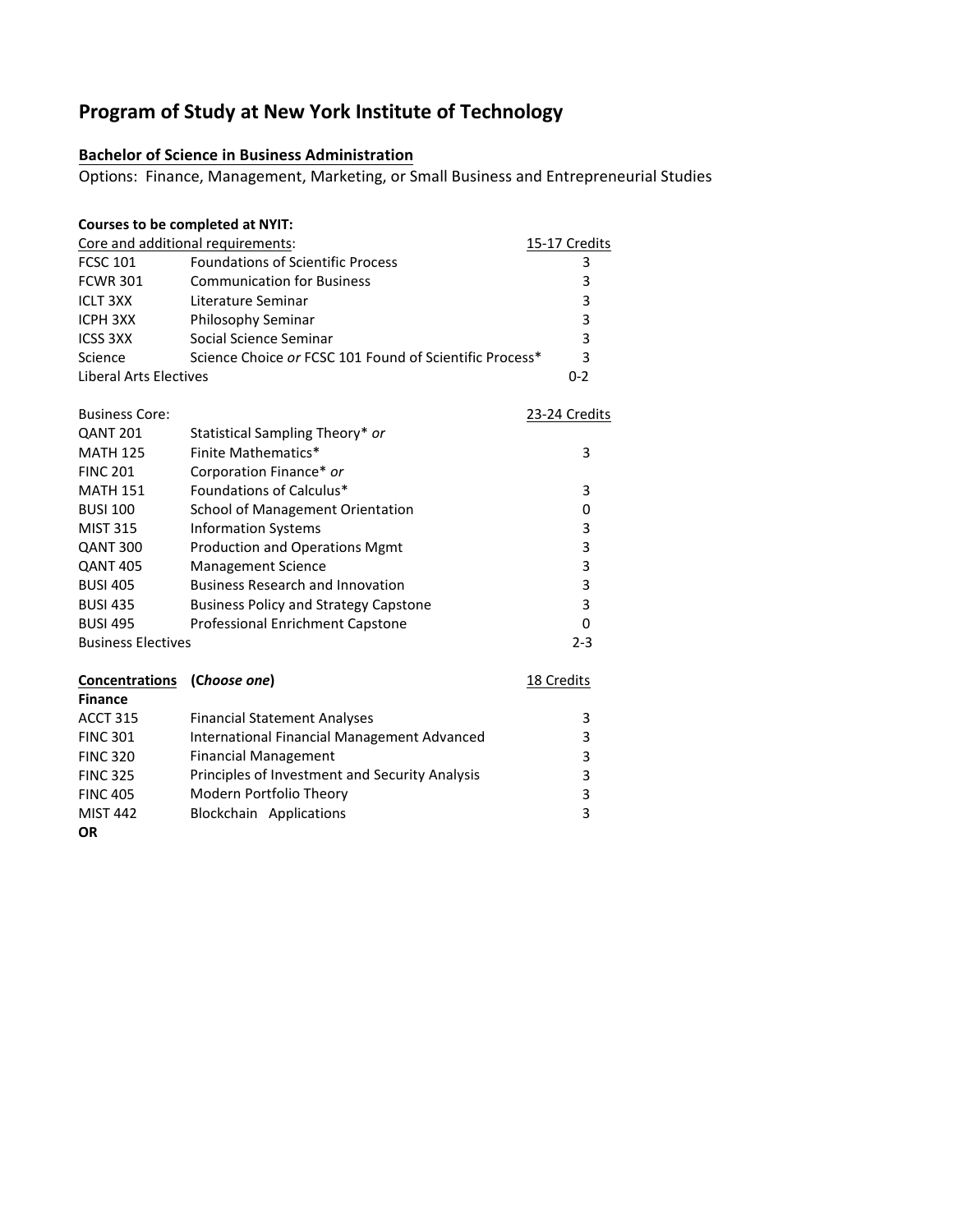# Program of Study at New York Institute of Technology

**Bachelor of Science in Business Administration**

Options: Finance, Management, Marketing, or Small Business and Entrepreneurial Studies

**Courses to be completed at NYIT:**

| Core and additional requirements: | | 15-17 Credits |
|---|---|---|
| FCSC 101 | Foundations of Scientific Process | 3 |
| FCWR 301 | Communication for Business | 3 |
| ICLT 3XX | Literature Seminar | 3 |
| ICPH 3XX | Philosophy Seminar | 3 |
| ICSS 3XX | Social Science Seminar | 3 |
| Science | Science Choice *or* FCSC 101 Found of Scientific Process* | 3 |
| Liberal Arts Electives | | 0-2 |

| Business Core: | | 23-24 Credits |
|---|---|---|
| QANT 201 | Statistical Sampling Theory* *or* | |
| MATH 125 | Finite Mathematics* | 3 |
| FINC 201 | Corporation Finance* *or* | |
| MATH 151 | Foundations of Calculus* | 3 |
| BUSI 100 | School of Management Orientation | 0 |
| MIST 315 | Information Systems | 3 |
| QANT 300 | Production and Operations Mgmt | 3 |
| QANT 405 | Management Science | 3 |
| BUSI 405 | Business Research and Innovation | 3 |
| BUSI 435 | Business Policy and Strategy Capstone | 3 |
| BUSI 495 | Professional Enrichment Capstone | 0 |
| Business Electives | | 2-3 |

| **Concentrations** | **(*Choose one*)** | 18 Credits |
|---|---|---|
| **Finance** | | |
| ACCT 315 | Financial Statement Analyses | 3 |
| FINC 301 | International Financial Management Advanced | 3 |
| FINC 320 | Financial Management | 3 |
| FINC 325 | Principles of Investment and Security Analysis | 3 |
| FINC 405 | Modern Portfolio Theory | 3 |
| MIST 442 | Blockchain Applications | 3 |

**OR**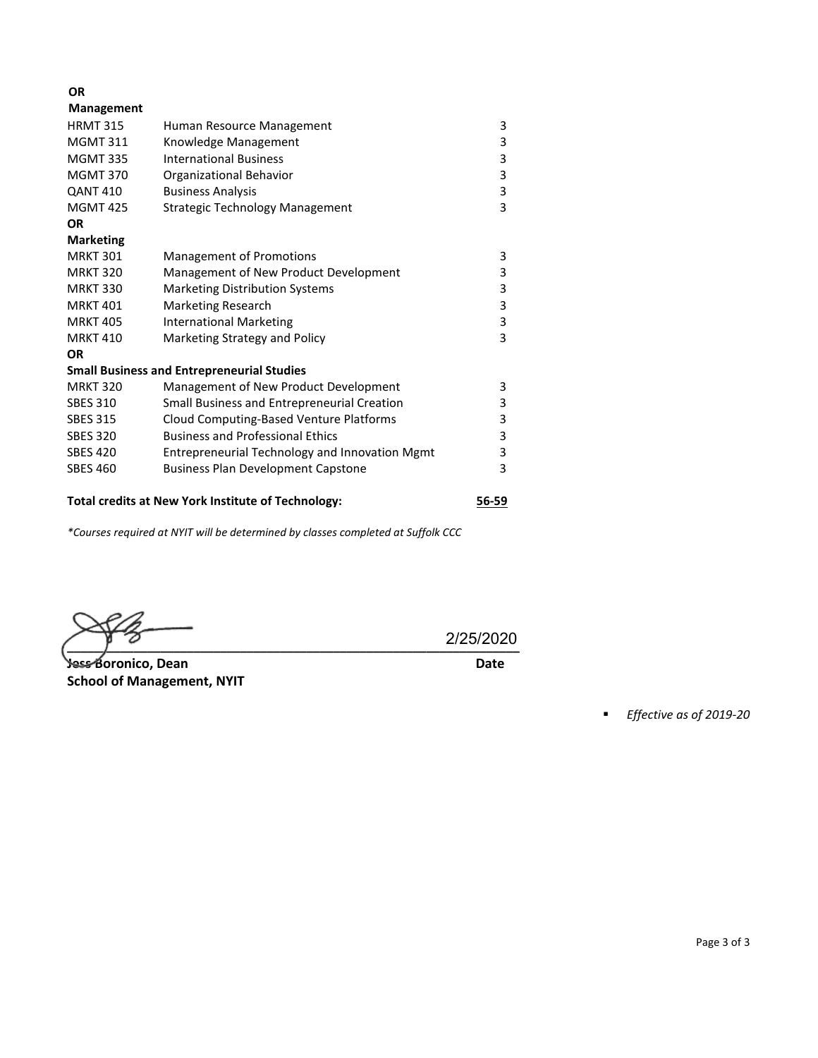| | | |
|---|---|---|
| **OR** | | |
| **Management** | | |
| HRMT 315 | Human Resource Management | 3 |
| MGMT 311 | Knowledge Management | 3 |
| MGMT 335 | International Business | 3 |
| MGMT 370 | Organizational Behavior | 3 |
| QANT 410 | Business Analysis | 3 |
| MGMT 425 | Strategic Technology Management | 3 |
| **OR** | | |
| **Marketing** | | |
| MRKT 301 | Management of Promotions | 3 |
| MRKT 320 | Management of New Product Development | 3 |
| MRKT 330 | Marketing Distribution Systems | 3 |
| MRKT 401 | Marketing Research | 3 |
| MRKT 405 | International Marketing | 3 |
| MRKT 410 | Marketing Strategy and Policy | 3 |
| **OR** | | |
| **Small Business and Entrepreneurial Studies** | | |
| MRKT 320 | Management of New Product Development | 3 |
| SBES 310 | Small Business and Entrepreneurial Creation | 3 |
| SBES 315 | Cloud Computing-Based Venture Platforms | 3 |
| SBES 320 | Business and Professional Ethics | 3 |
| SBES 420 | Entrepreneurial Technology and Innovation Mgmt | 3 |
| SBES 460 | Business Plan Development Capstone | 3 |
| **Total credits at New York Institute of Technology:** | | **56-59** |

*\*Courses required at NYIT will be determined by classes completed at Suffolk CCC*

2/25/2020

**Jess Boronico, Dean** **Date**
**School of Management, NYIT**

- *Effective as of 2019-20*